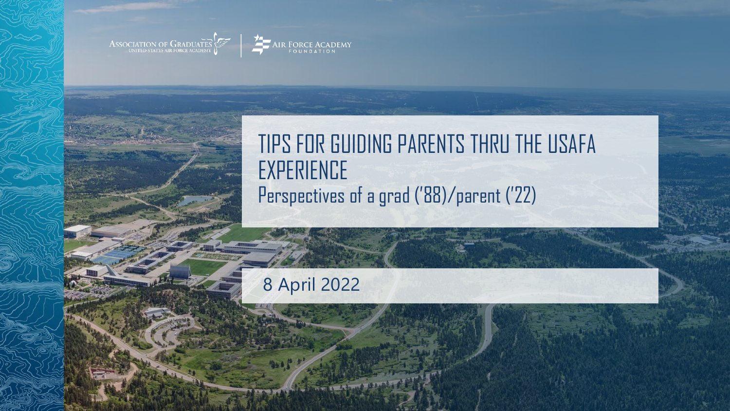Association of Graduates United States Air Force Academy | Air Force Academy Foundation

# TIPS FOR GUIDING PARENTS THRU THE USAFA EXPERIENCE

## Perspectives of a grad ('88)/parent ('22)

8 April 2022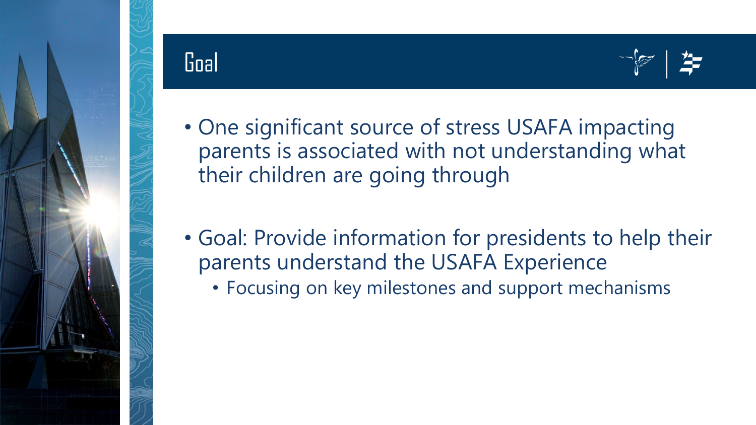# Goal

- One significant source of stress USAFA impacting parents is associated with not understanding what their children are going through

- Goal: Provide information for presidents to help their parents understand the USAFA Experience
  - Focusing on key milestones and support mechanisms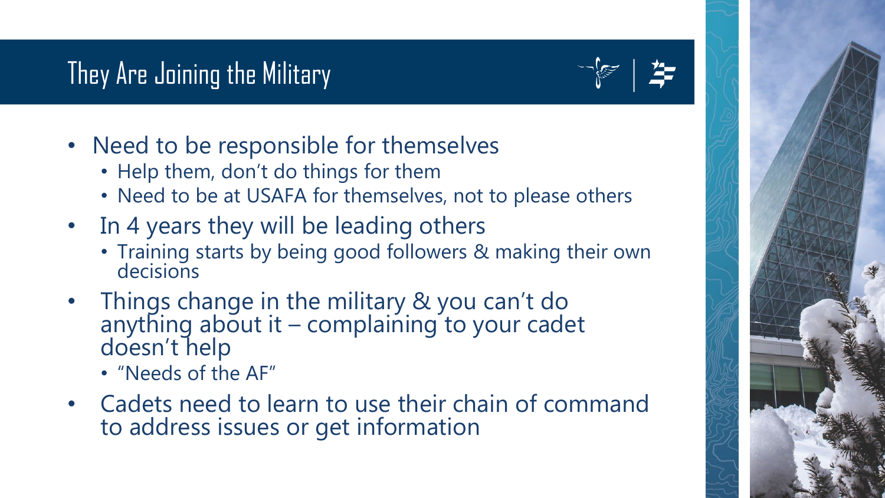# They Are Joining the Military

- Need to be responsible for themselves
  - Help them, don't do things for them
  - Need to be at USAFA for themselves, not to please others
- In 4 years they will be leading others
  - Training starts by being good followers & making their own decisions
- Things change in the military & you can't do anything about it – complaining to your cadet doesn't help
  - "Needs of the AF"
- Cadets need to learn to use their chain of command to address issues or get information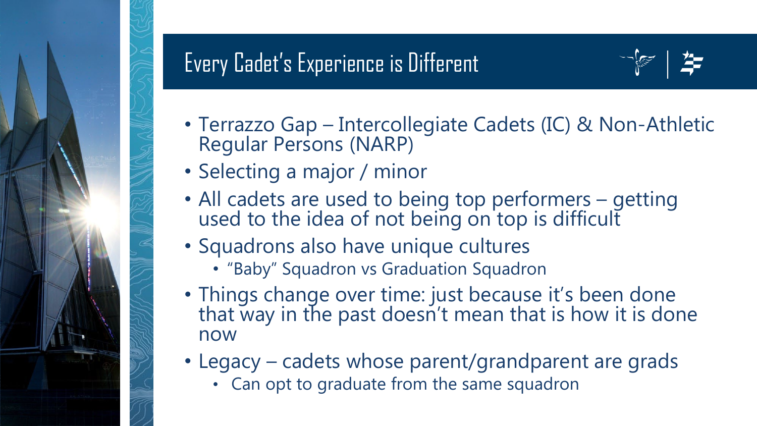# Every Cadet's Experience is Different

- Terrazzo Gap – Intercollegiate Cadets (IC) & Non-Athletic Regular Persons (NARP)
- Selecting a major / minor
- All cadets are used to being top performers – getting used to the idea of not being on top is difficult
- Squadrons also have unique cultures
  - "Baby" Squadron vs Graduation Squadron
- Things change over time: just because it's been done that way in the past doesn't mean that is how it is done now
- Legacy – cadets whose parent/grandparent are grads
  - Can opt to graduate from the same squadron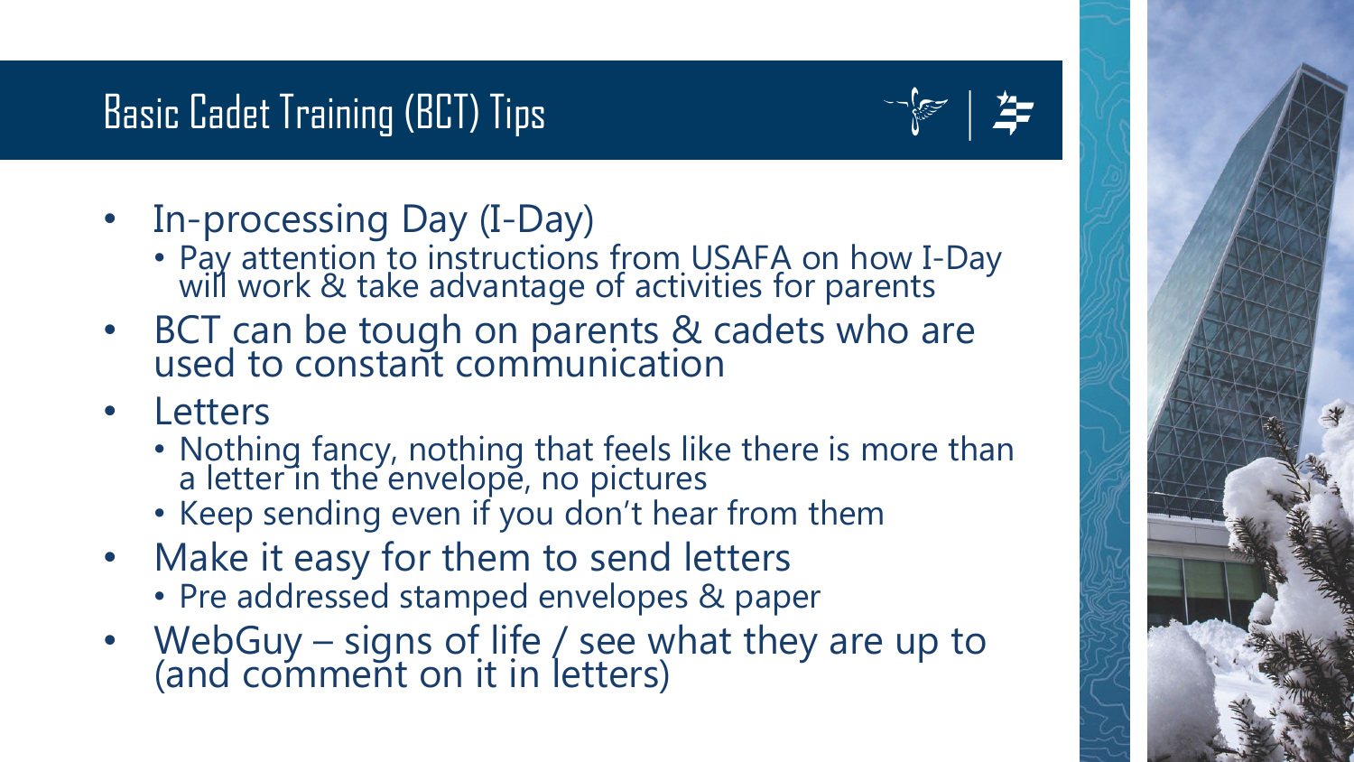# Basic Cadet Training (BCT) Tips

- In-processing Day (I-Day)
  - Pay attention to instructions from USAFA on how I-Day will work & take advantage of activities for parents
- BCT can be tough on parents & cadets who are used to constant communication
- Letters
  - Nothing fancy, nothing that feels like there is more than a letter in the envelope, no pictures
  - Keep sending even if you don't hear from them
- Make it easy for them to send letters
  - Pre addressed stamped envelopes & paper
- WebGuy – signs of life / see what they are up to (and comment on it in letters)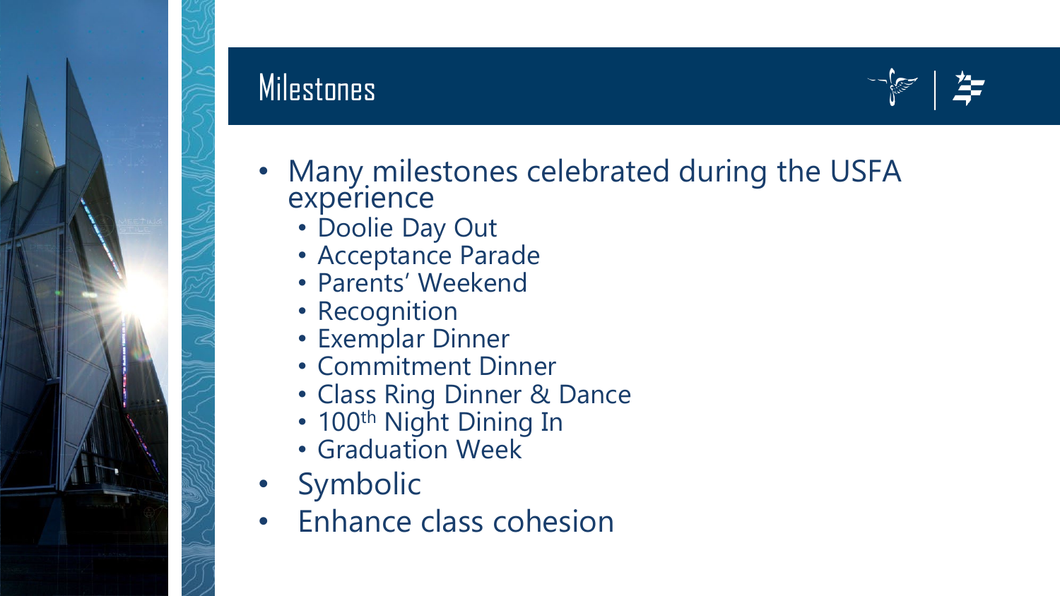# Milestones

- Many milestones celebrated during the USFA experience
  - Doolie Day Out
  - Acceptance Parade
  - Parents' Weekend
  - Recognition
  - Exemplar Dinner
  - Commitment Dinner
  - Class Ring Dinner & Dance
  - 100th Night Dining In
  - Graduation Week
- Symbolic
- Enhance class cohesion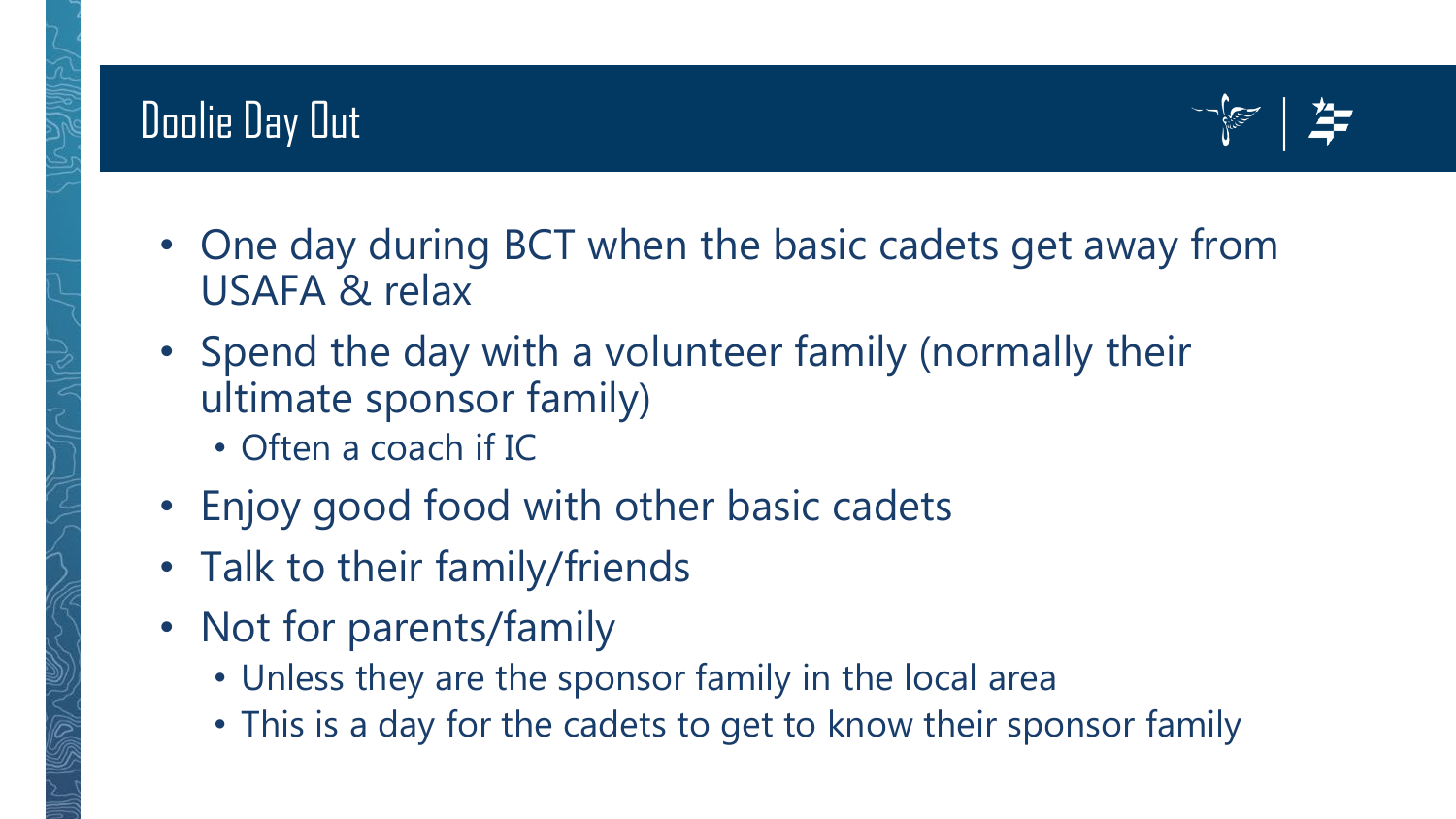# Doolie Day Out

- One day during BCT when the basic cadets get away from USAFA & relax
- Spend the day with a volunteer family (normally their ultimate sponsor family)
  - Often a coach if IC
- Enjoy good food with other basic cadets
- Talk to their family/friends
- Not for parents/family
  - Unless they are the sponsor family in the local area
  - This is a day for the cadets to get to know their sponsor family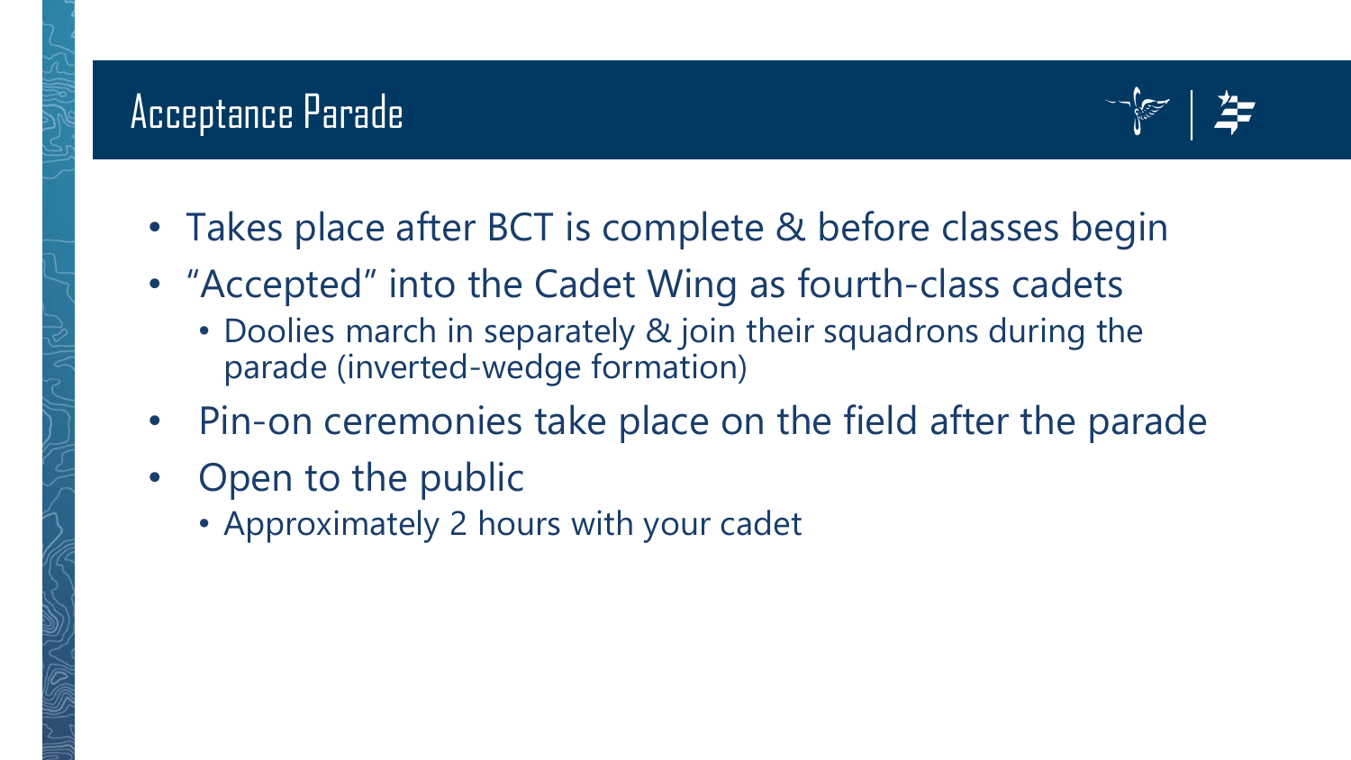# Acceptance Parade

- Takes place after BCT is complete & before classes begin
- "Accepted" into the Cadet Wing as fourth-class cadets
  - Doolies march in separately & join their squadrons during the parade (inverted-wedge formation)
- Pin-on ceremonies take place on the field after the parade
- Open to the public
  - Approximately 2 hours with your cadet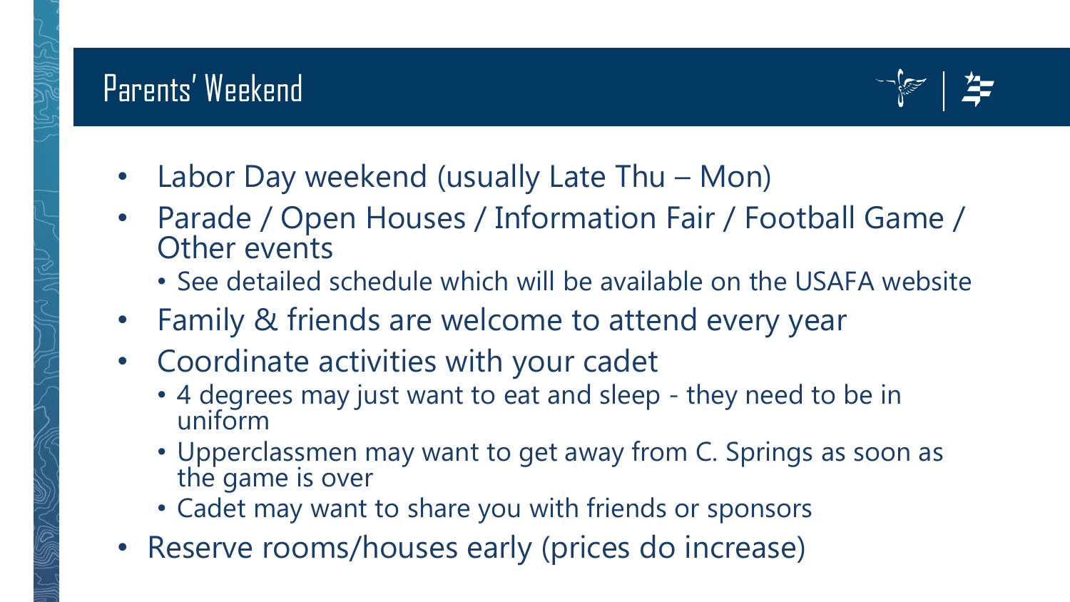# Parents' Weekend

- Labor Day weekend (usually Late Thu – Mon)
- Parade / Open Houses / Information Fair / Football Game / Other events
  - See detailed schedule which will be available on the USAFA website
- Family & friends are welcome to attend every year
- Coordinate activities with your cadet
  - 4 degrees may just want to eat and sleep - they need to be in uniform
  - Upperclassmen may want to get away from C. Springs as soon as the game is over
  - Cadet may want to share you with friends or sponsors
- Reserve rooms/houses early (prices do increase)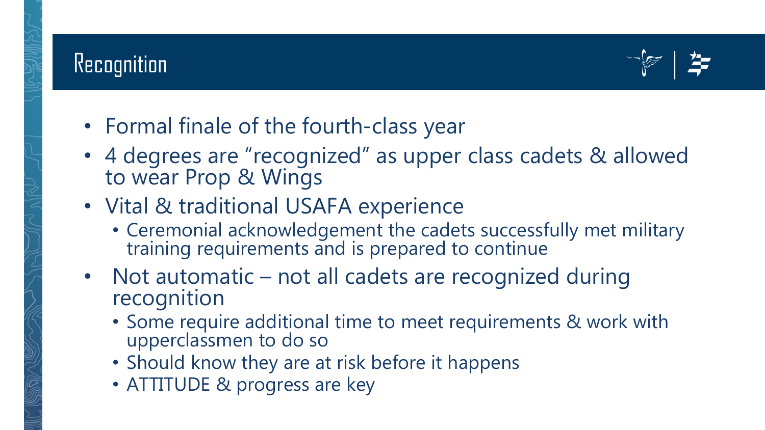# Recognition

- Formal finale of the fourth-class year
- 4 degrees are "recognized" as upper class cadets & allowed to wear Prop & Wings
- Vital & traditional USAFA experience
  - Ceremonial acknowledgement the cadets successfully met military training requirements and is prepared to continue
- Not automatic – not all cadets are recognized during recognition
  - Some require additional time to meet requirements & work with upperclassmen to do so
  - Should know they are at risk before it happens
  - ATTITUDE & progress are key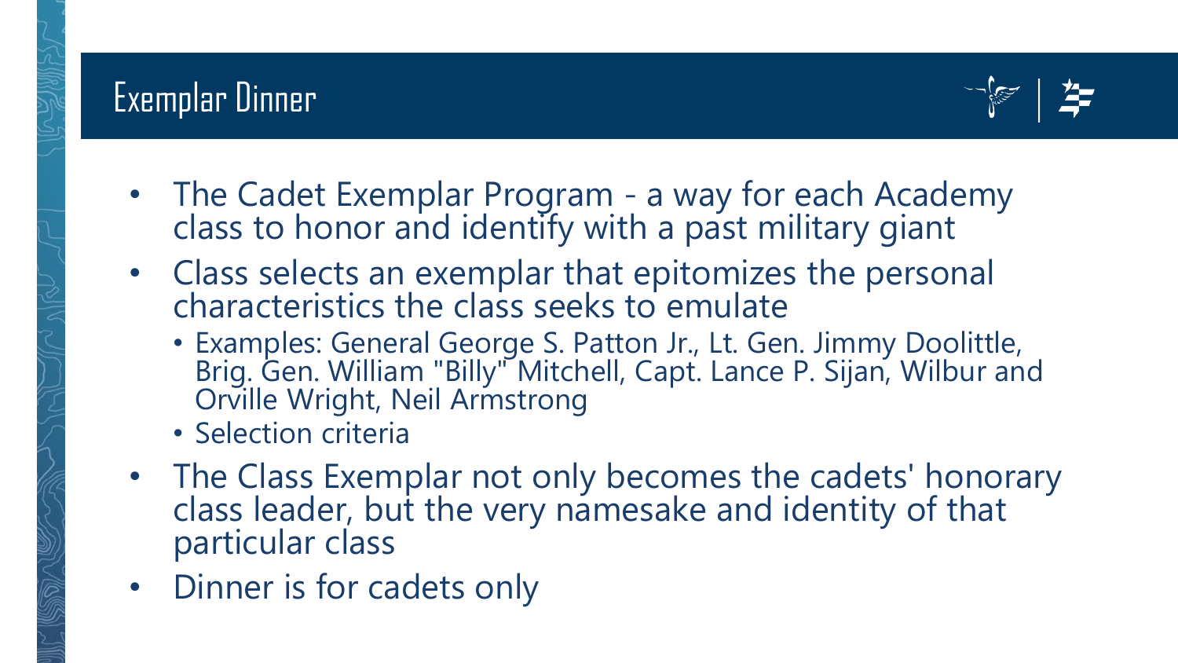# Exemplar Dinner

- The Cadet Exemplar Program - a way for each Academy class to honor and identify with a past military giant
- Class selects an exemplar that epitomizes the personal characteristics the class seeks to emulate
  - Examples: General George S. Patton Jr., Lt. Gen. Jimmy Doolittle, Brig. Gen. William "Billy" Mitchell, Capt. Lance P. Sijan, Wilbur and Orville Wright, Neil Armstrong
  - Selection criteria
- The Class Exemplar not only becomes the cadets' honorary class leader, but the very namesake and identity of that particular class
- Dinner is for cadets only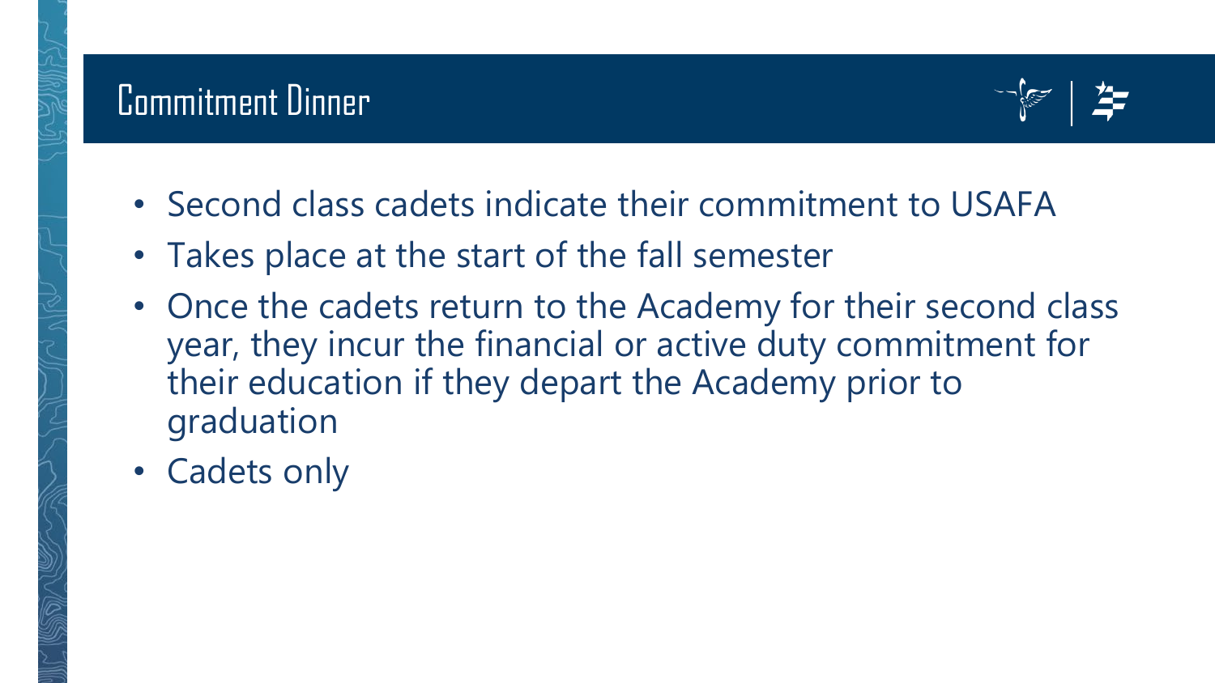# Commitment Dinner

- Second class cadets indicate their commitment to USAFA
- Takes place at the start of the fall semester
- Once the cadets return to the Academy for their second class year, they incur the financial or active duty commitment for their education if they depart the Academy prior to graduation
- Cadets only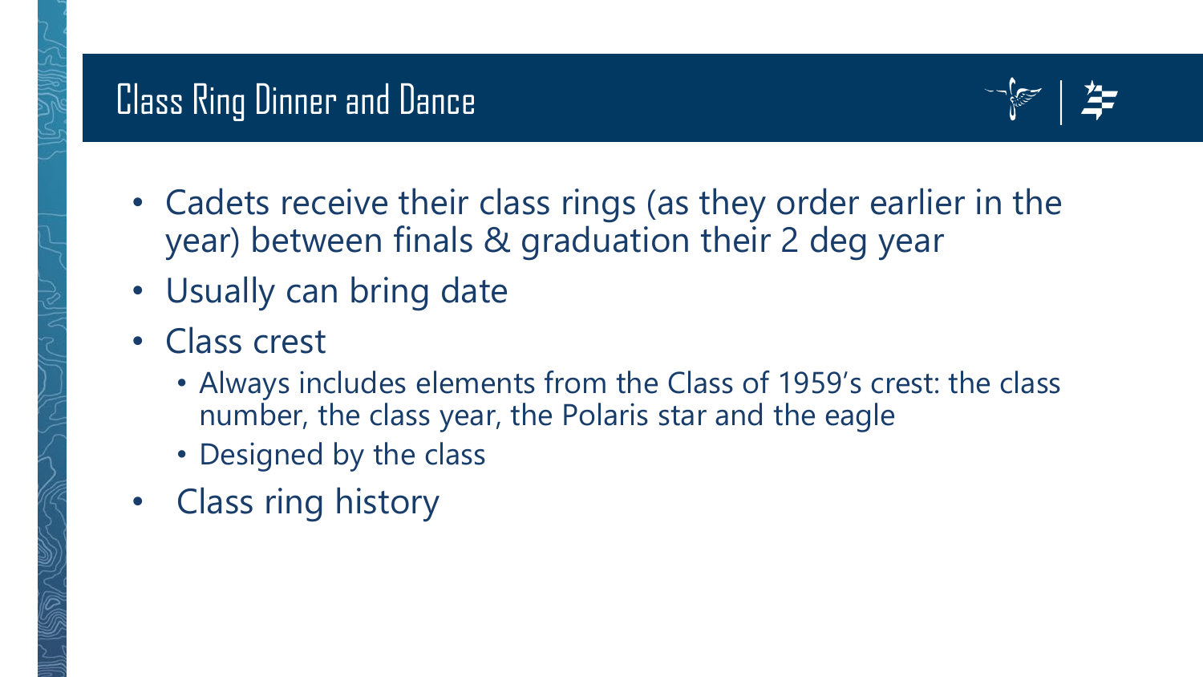# Class Ring Dinner and Dance

- Cadets receive their class rings (as they order earlier in the year) between finals & graduation their 2 deg year
- Usually can bring date
- Class crest
  - Always includes elements from the Class of 1959's crest: the class number, the class year, the Polaris star and the eagle
  - Designed by the class
- Class ring history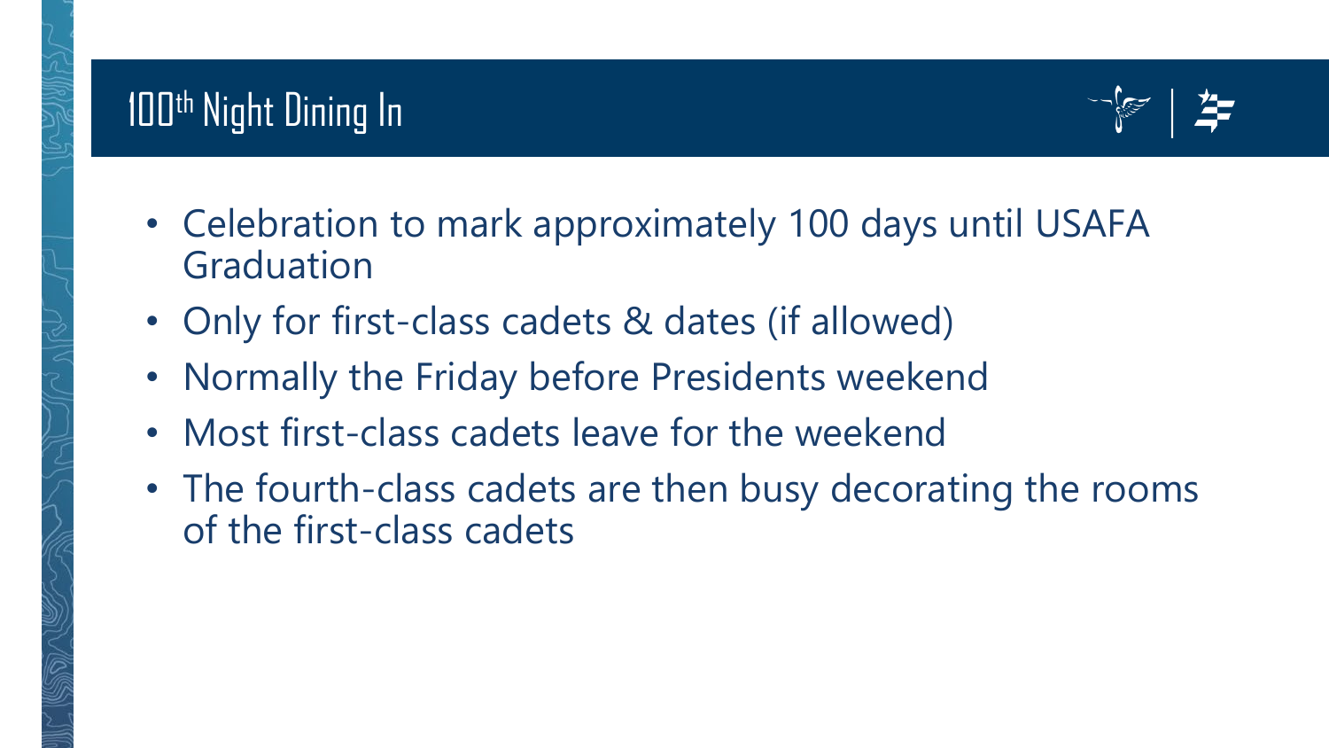# 100th Night Dining In

- Celebration to mark approximately 100 days until USAFA Graduation
- Only for first-class cadets & dates (if allowed)
- Normally the Friday before Presidents weekend
- Most first-class cadets leave for the weekend
- The fourth-class cadets are then busy decorating the rooms of the first-class cadets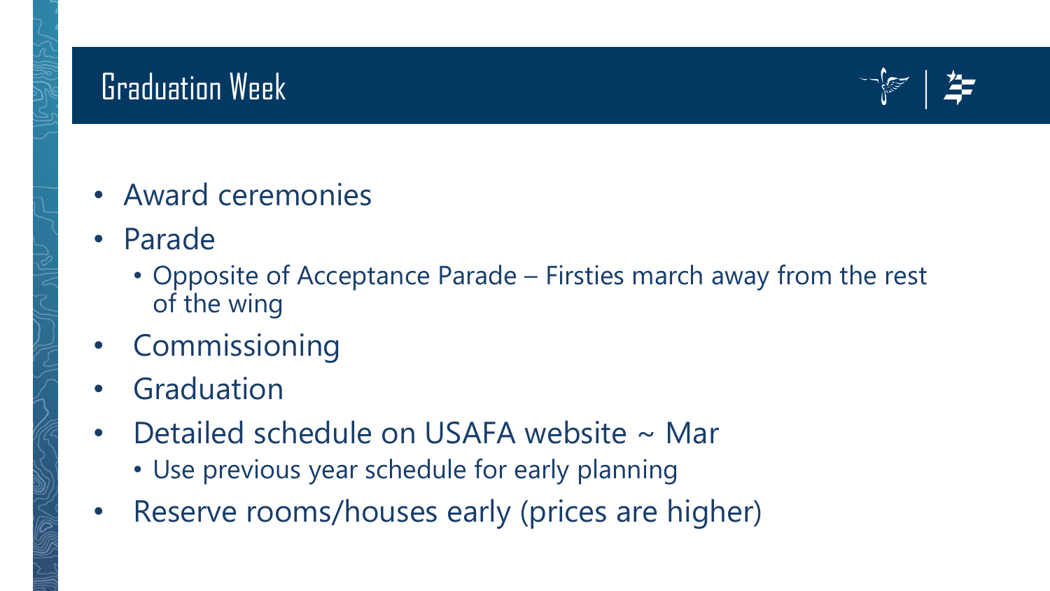# Graduation Week

- Award ceremonies
- Parade
  - Opposite of Acceptance Parade – Firsties march away from the rest of the wing
- Commissioning
- Graduation
- Detailed schedule on USAFA website ~ Mar
  - Use previous year schedule for early planning
- Reserve rooms/houses early (prices are higher)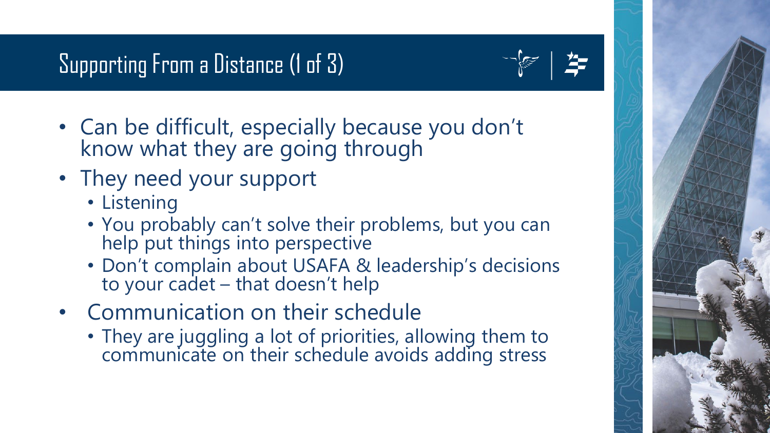# Supporting From a Distance (1 of 3)

- Can be difficult, especially because you don't know what they are going through
- They need your support
  - Listening
  - You probably can't solve their problems, but you can help put things into perspective
  - Don't complain about USAFA & leadership's decisions to your cadet – that doesn't help
- Communication on their schedule
  - They are juggling a lot of priorities, allowing them to communicate on their schedule avoids adding stress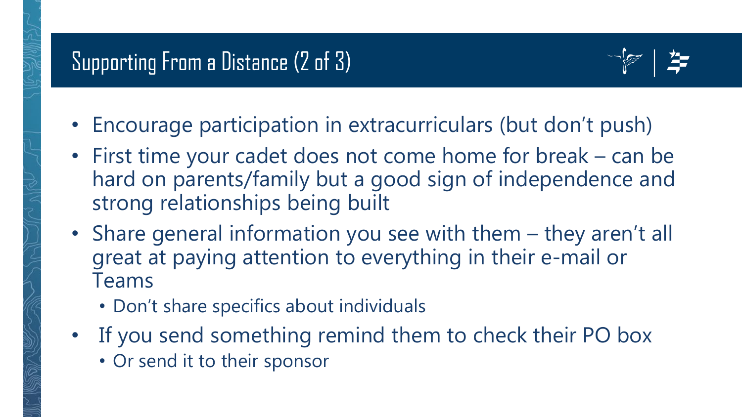# Supporting From a Distance (2 of 3)

- Encourage participation in extracurriculars (but don't push)
- First time your cadet does not come home for break – can be hard on parents/family but a good sign of independence and strong relationships being built
- Share general information you see with them – they aren't all great at paying attention to everything in their e-mail or Teams
  - Don't share specifics about individuals
- If you send something remind them to check their PO box
  - Or send it to their sponsor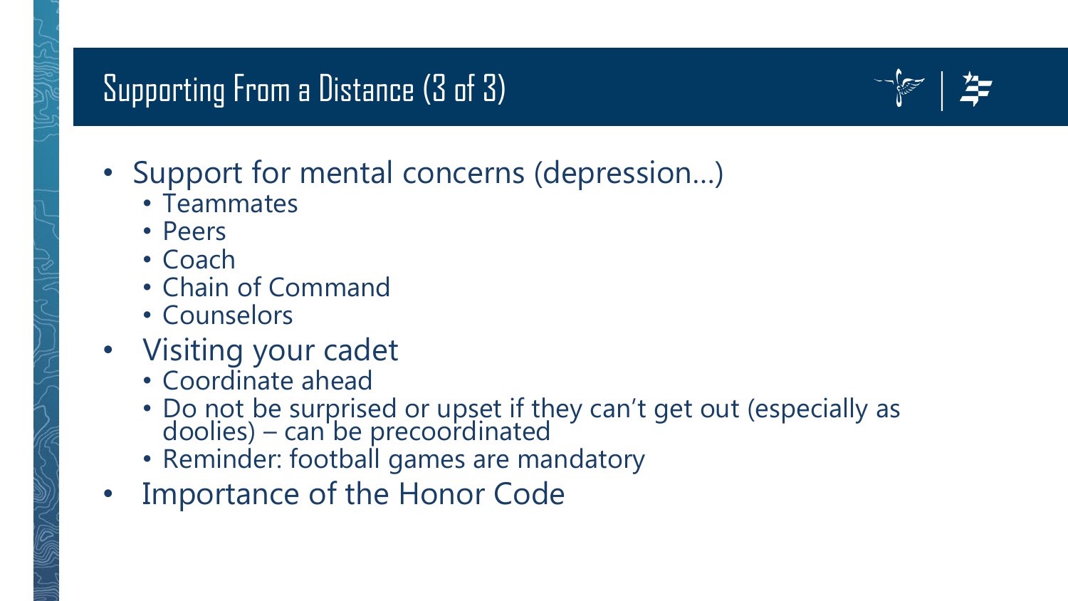# Supporting From a Distance (3 of 3)

- Support for mental concerns (depression…)
  - Teammates
  - Peers
  - Coach
  - Chain of Command
  - Counselors
- Visiting your cadet
  - Coordinate ahead
  - Do not be surprised or upset if they can't get out (especially as doolies) – can be precoordinated
  - Reminder: football games are mandatory
- Importance of the Honor Code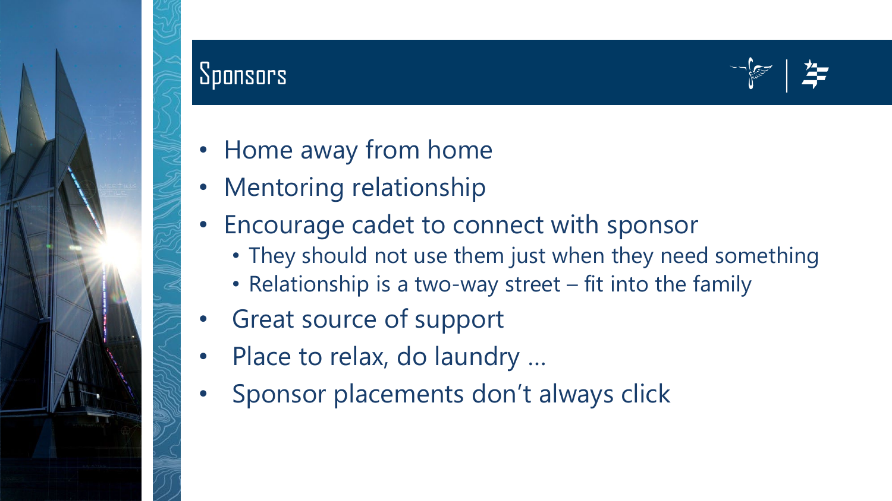# Sponsors

- Home away from home
- Mentoring relationship
- Encourage cadet to connect with sponsor
  - They should not use them just when they need something
  - Relationship is a two-way street – fit into the family
- Great source of support
- Place to relax, do laundry …
- Sponsor placements don't always click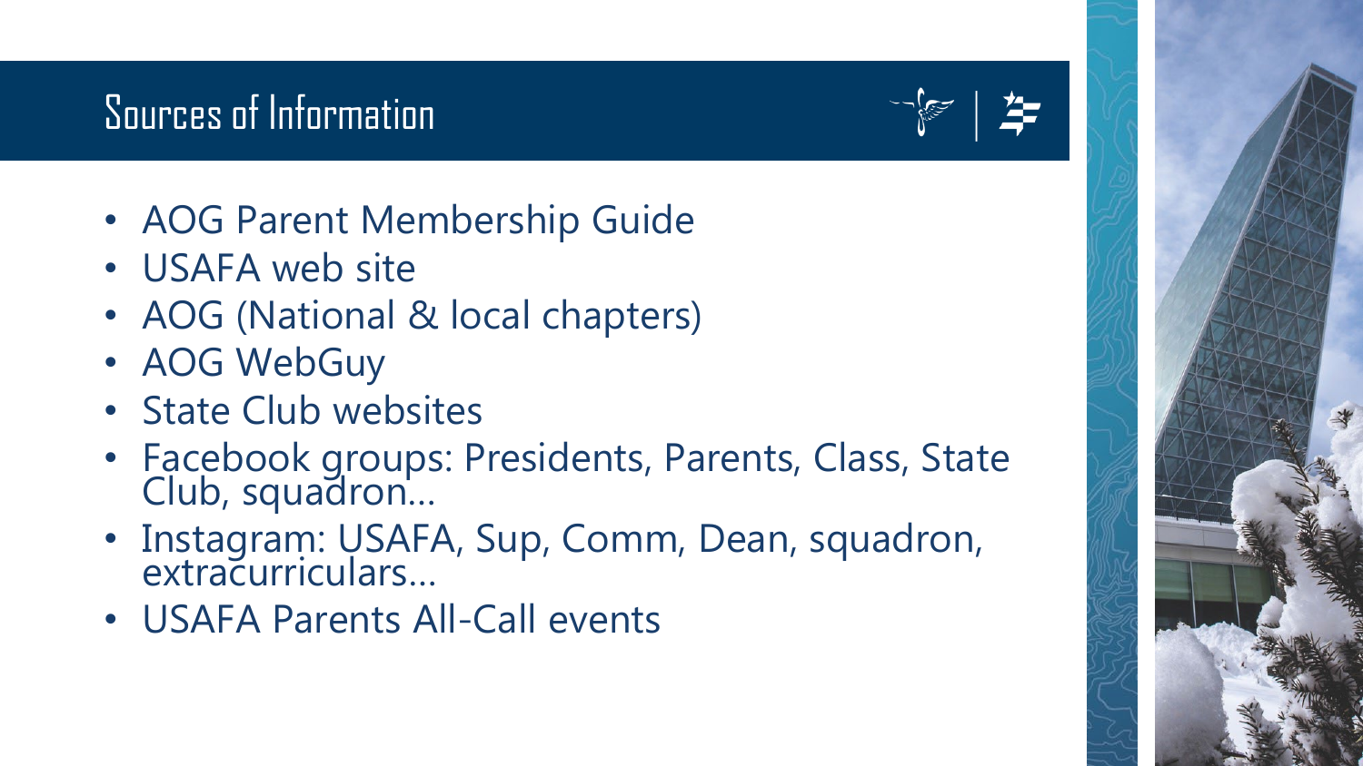# Sources of Information

- AOG Parent Membership Guide
- USAFA web site
- AOG (National & local chapters)
- AOG WebGuy
- State Club websites
- Facebook groups: Presidents, Parents, Class, State Club, squadron…
- Instagram: USAFA, Sup, Comm, Dean, squadron, extracurriculars…
- USAFA Parents All-Call events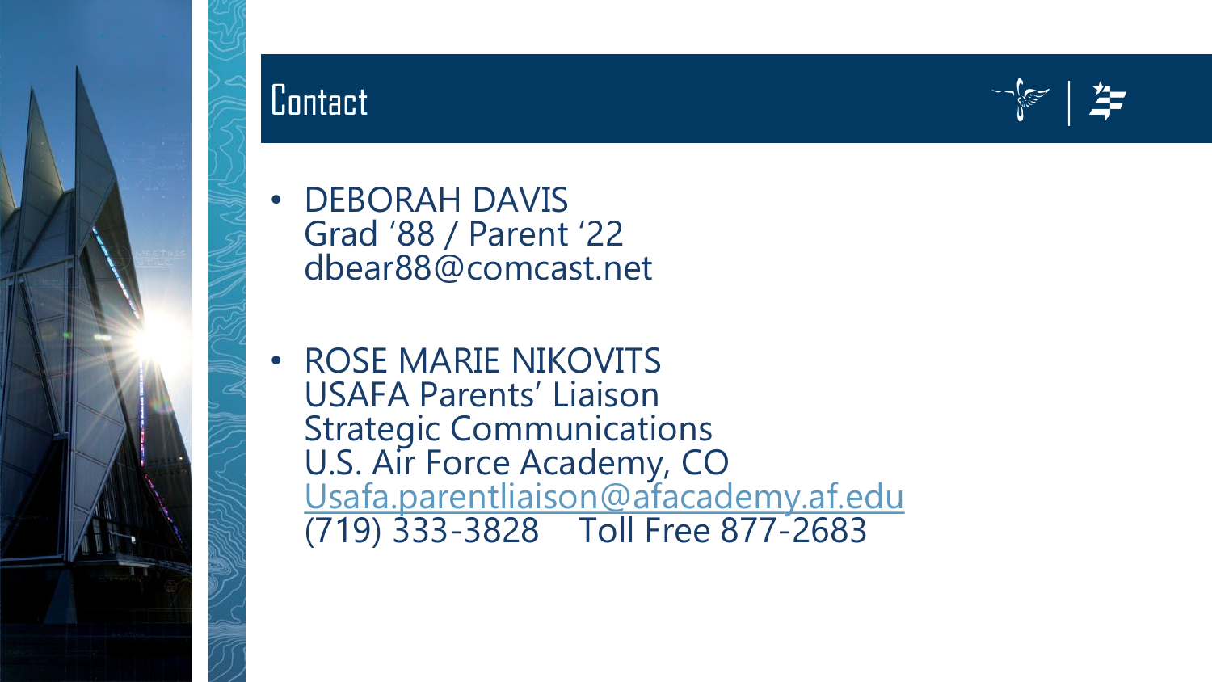# Contact

- DEBORAH DAVIS
  Grad '88 / Parent '22
  dbear88@comcast.net

- ROSE MARIE NIKOVITS
  USAFA Parents' Liaison
  Strategic Communications
  U.S. Air Force Academy, CO
  Usafa.parentliaison@afacademy.af.edu
  (719) 333-3828 Toll Free 877-2683